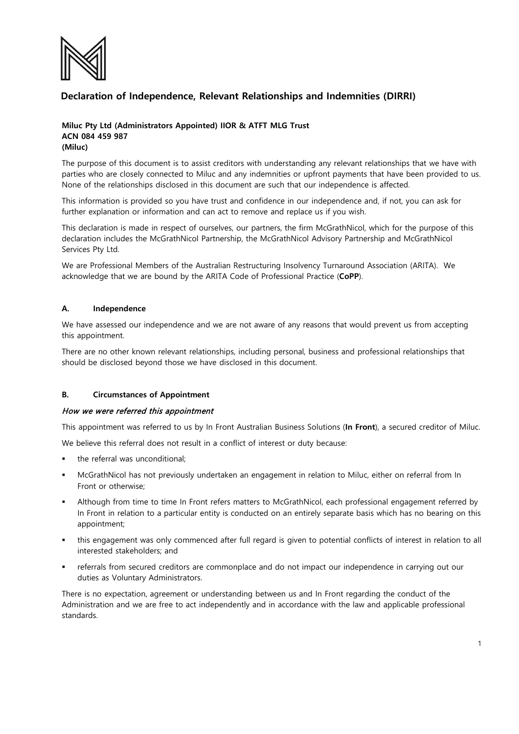# Declaration of Independence, Relevant Relationships and Indemnities (DIRRI)

**Miluc Pty Ltd (Administrators Appointed) IIOR & ATFT MLG Trust**
**ACN 084 459 987**
**(Miluc)**

The purpose of this document is to assist creditors with understanding any relevant relationships that we have with parties who are closely connected to Miluc and any indemnities or upfront payments that have been provided to us. None of the relationships disclosed in this document are such that our independence is affected.

This information is provided so you have trust and confidence in our independence and, if not, you can ask for further explanation or information and can act to remove and replace us if you wish.

This declaration is made in respect of ourselves, our partners, the firm McGrathNicol, which for the purpose of this declaration includes the McGrathNicol Partnership, the McGrathNicol Advisory Partnership and McGrathNicol Services Pty Ltd.

We are Professional Members of the Australian Restructuring Insolvency Turnaround Association (ARITA). We acknowledge that we are bound by the ARITA Code of Professional Practice (**CoPP**).

## A. Independence

We have assessed our independence and we are not aware of any reasons that would prevent us from accepting this appointment.

There are no other known relevant relationships, including personal, business and professional relationships that should be disclosed beyond those we have disclosed in this document.

## B. Circumstances of Appointment

### *How we were referred this appointment*

This appointment was referred to us by In Front Australian Business Solutions (**In Front**), a secured creditor of Miluc.

We believe this referral does not result in a conflict of interest or duty because:

- the referral was unconditional;
- McGrathNicol has not previously undertaken an engagement in relation to Miluc, either on referral from In Front or otherwise;
- Although from time to time In Front refers matters to McGrathNicol, each professional engagement referred by In Front in relation to a particular entity is conducted on an entirely separate basis which has no bearing on this appointment;
- this engagement was only commenced after full regard is given to potential conflicts of interest in relation to all interested stakeholders; and
- referrals from secured creditors are commonplace and do not impact our independence in carrying out our duties as Voluntary Administrators.

There is no expectation, agreement or understanding between us and In Front regarding the conduct of the Administration and we are free to act independently and in accordance with the law and applicable professional standards.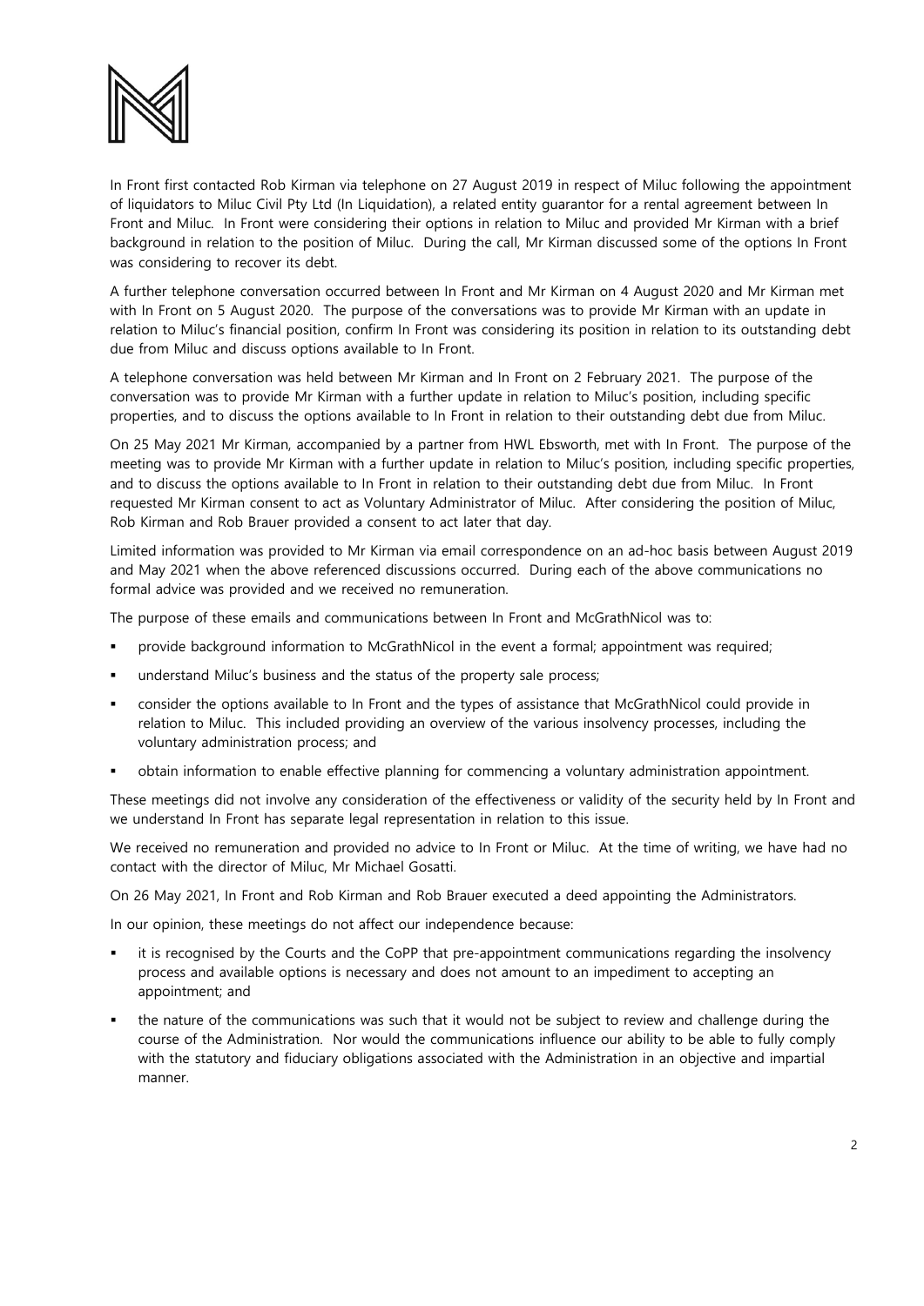In Front first contacted Rob Kirman via telephone on 27 August 2019 in respect of Miluc following the appointment of liquidators to Miluc Civil Pty Ltd (In Liquidation), a related entity guarantor for a rental agreement between In Front and Miluc. In Front were considering their options in relation to Miluc and provided Mr Kirman with a brief background in relation to the position of Miluc. During the call, Mr Kirman discussed some of the options In Front was considering to recover its debt.

A further telephone conversation occurred between In Front and Mr Kirman on 4 August 2020 and Mr Kirman met with In Front on 5 August 2020. The purpose of the conversations was to provide Mr Kirman with an update in relation to Miluc's financial position, confirm In Front was considering its position in relation to its outstanding debt due from Miluc and discuss options available to In Front.

A telephone conversation was held between Mr Kirman and In Front on 2 February 2021. The purpose of the conversation was to provide Mr Kirman with a further update in relation to Miluc's position, including specific properties, and to discuss the options available to In Front in relation to their outstanding debt due from Miluc.

On 25 May 2021 Mr Kirman, accompanied by a partner from HWL Ebsworth, met with In Front. The purpose of the meeting was to provide Mr Kirman with a further update in relation to Miluc's position, including specific properties, and to discuss the options available to In Front in relation to their outstanding debt due from Miluc. In Front requested Mr Kirman consent to act as Voluntary Administrator of Miluc. After considering the position of Miluc, Rob Kirman and Rob Brauer provided a consent to act later that day.

Limited information was provided to Mr Kirman via email correspondence on an ad-hoc basis between August 2019 and May 2021 when the above referenced discussions occurred. During each of the above communications no formal advice was provided and we received no remuneration.

The purpose of these emails and communications between In Front and McGrathNicol was to:

- provide background information to McGrathNicol in the event a formal; appointment was required;
- understand Miluc's business and the status of the property sale process;
- consider the options available to In Front and the types of assistance that McGrathNicol could provide in relation to Miluc. This included providing an overview of the various insolvency processes, including the voluntary administration process; and
- obtain information to enable effective planning for commencing a voluntary administration appointment.

These meetings did not involve any consideration of the effectiveness or validity of the security held by In Front and we understand In Front has separate legal representation in relation to this issue.

We received no remuneration and provided no advice to In Front or Miluc. At the time of writing, we have had no contact with the director of Miluc, Mr Michael Gosatti.

On 26 May 2021, In Front and Rob Kirman and Rob Brauer executed a deed appointing the Administrators.

In our opinion, these meetings do not affect our independence because:

- it is recognised by the Courts and the CoPP that pre-appointment communications regarding the insolvency process and available options is necessary and does not amount to an impediment to accepting an appointment; and
- the nature of the communications was such that it would not be subject to review and challenge during the course of the Administration. Nor would the communications influence our ability to be able to fully comply with the statutory and fiduciary obligations associated with the Administration in an objective and impartial manner.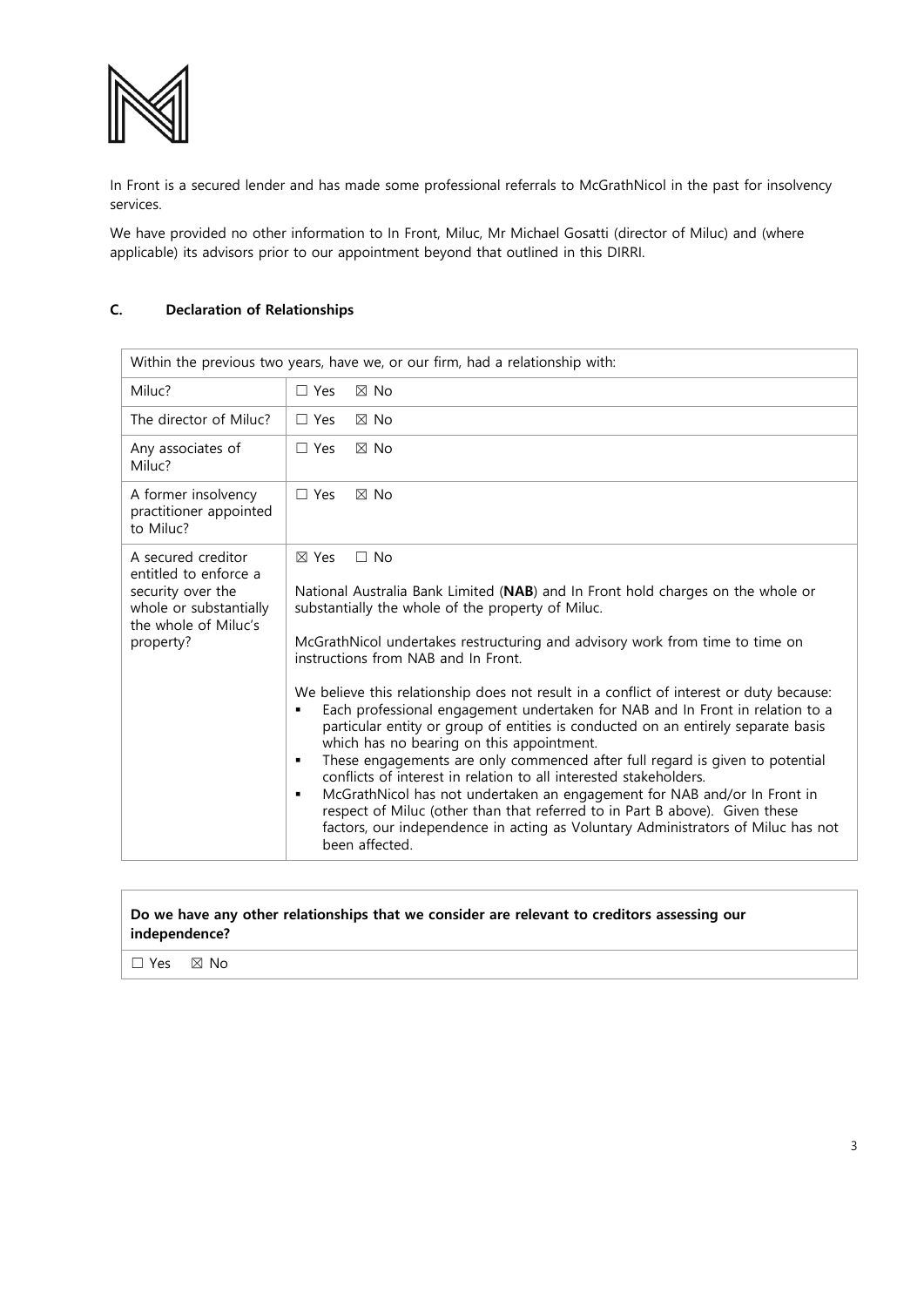In Front is a secured lender and has made some professional referrals to McGrathNicol in the past for insolvency services.

We have provided no other information to In Front, Miluc, Mr Michael Gosatti (director of Miluc) and (where applicable) its advisors prior to our appointment beyond that outlined in this DIRRI.

### C. Declaration of Relationships

| Within the previous two years, have we, or our firm, had a relationship with: | |
|---|---|
| Miluc? | ☐ Yes ☒ No |
| The director of Miluc? | ☐ Yes ☒ No |
| Any associates of Miluc? | ☐ Yes ☒ No |
| A former insolvency practitioner appointed to Miluc? | ☐ Yes ☒ No |
| A secured creditor entitled to enforce a security over the whole or substantially the whole of Miluc's property? | ☒ Yes ☐ No<br><br>National Australia Bank Limited (**NAB**) and In Front hold charges on the whole or substantially the whole of the property of Miluc.<br><br>McGrathNicol undertakes restructuring and advisory work from time to time on instructions from NAB and In Front.<br><br>We believe this relationship does not result in a conflict of interest or duty because:<br>▪ Each professional engagement undertaken for NAB and In Front in relation to a particular entity or group of entities is conducted on an entirely separate basis which has no bearing on this appointment.<br>▪ These engagements are only commenced after full regard is given to potential conflicts of interest in relation to all interested stakeholders.<br>▪ McGrathNicol has not undertaken an engagement for NAB and/or In Front in respect of Miluc (other than that referred to in Part B above). Given these factors, our independence in acting as Voluntary Administrators of Miluc has not been affected. |

| **Do we have any other relationships that we consider are relevant to creditors assessing our independence?** |
|---|
| ☐ Yes ☒ No |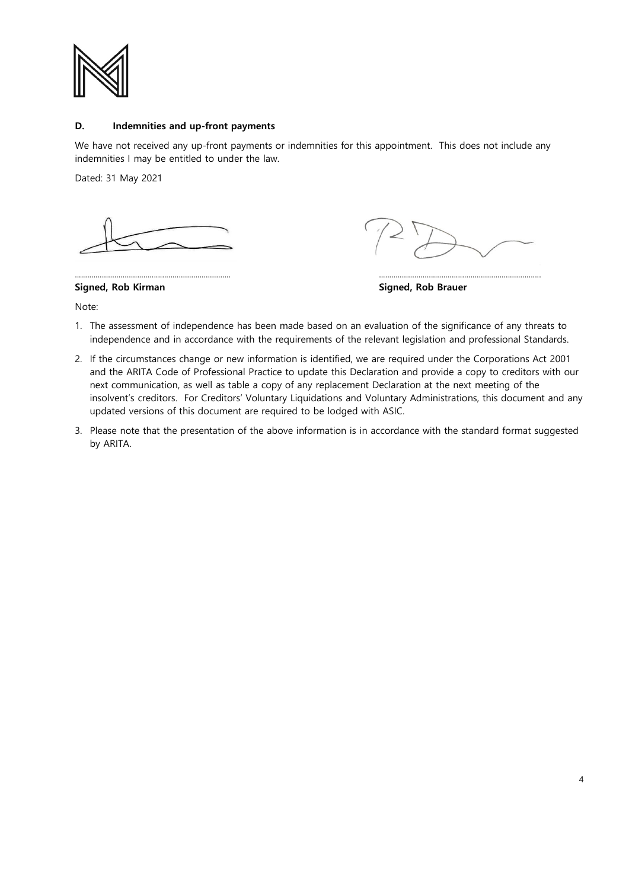### D. Indemnities and up-front payments

We have not received any up-front payments or indemnities for this appointment. This does not include any indemnities I may be entitled to under the law.

Dated: 31 May 2021

.......................................................................... ..........................................................................

**Signed, Rob Kirman** **Signed, Rob Brauer**

Note:

1. The assessment of independence has been made based on an evaluation of the significance of any threats to independence and in accordance with the requirements of the relevant legislation and professional Standards.
2. If the circumstances change or new information is identified, we are required under the Corporations Act 2001 and the ARITA Code of Professional Practice to update this Declaration and provide a copy to creditors with our next communication, as well as table a copy of any replacement Declaration at the next meeting of the insolvent's creditors. For Creditors' Voluntary Liquidations and Voluntary Administrations, this document and any updated versions of this document are required to be lodged with ASIC.
3. Please note that the presentation of the above information is in accordance with the standard format suggested by ARITA.